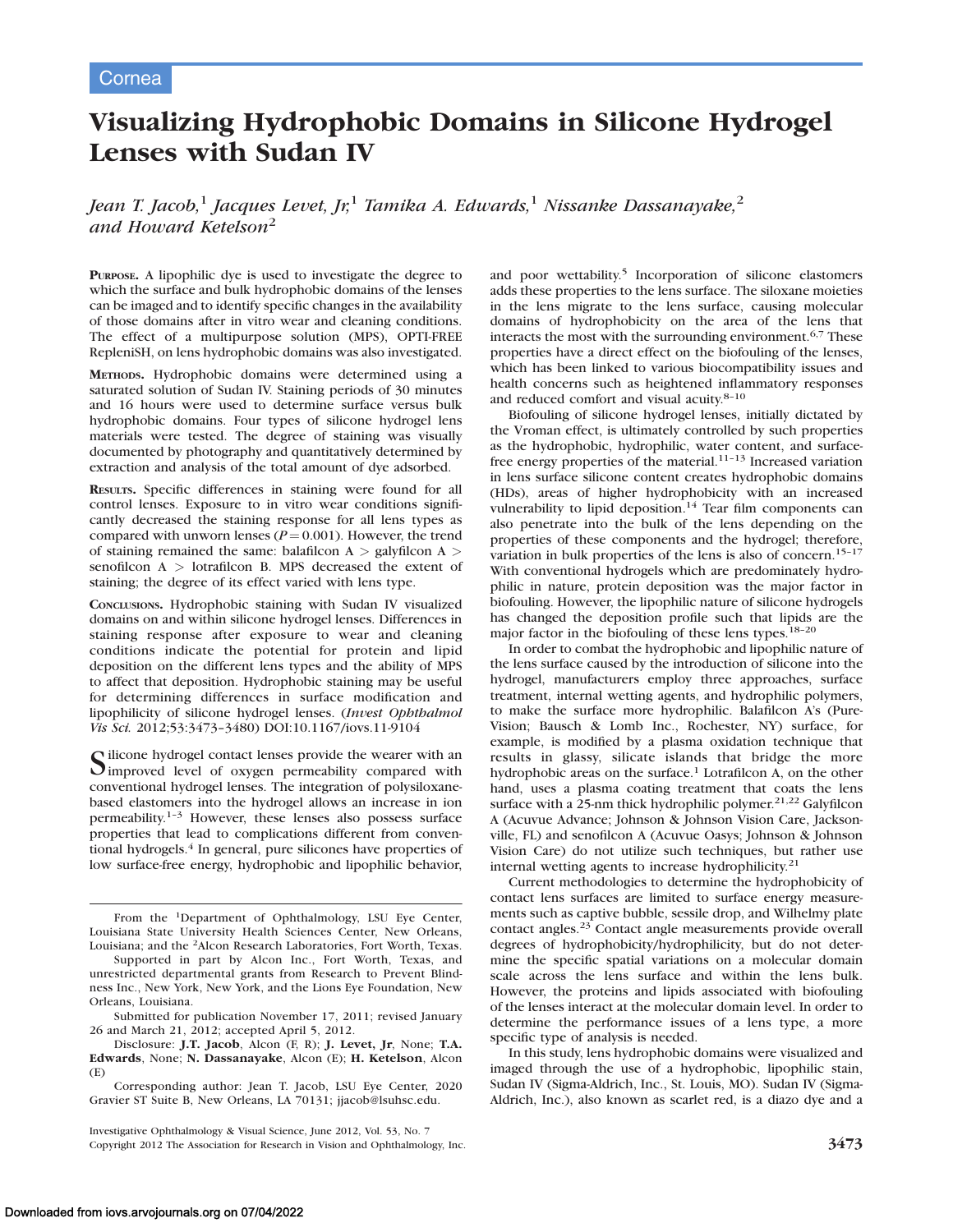Cornea

# Visualizing Hydrophobic Domains in Silicone Hydrogel Lenses with Sudan IV

*Jean T. Jacob,[1] Jacques Levet, Jr,[1] Tamika A. Edwards,[1] Nissanke Dassanayake,[2] and Howard Ketelson[2]*

**PURPOSE.** A lipophilic dye is used to investigate the degree to which the surface and bulk hydrophobic domains of the lenses can be imaged and to identify specific changes in the availability of those domains after in vitro wear and cleaning conditions. The effect of a multipurpose solution (MPS), OPTI-FREE RepleniSH, on lens hydrophobic domains was also investigated.

**METHODS.** Hydrophobic domains were determined using a saturated solution of Sudan IV. Staining periods of 30 minutes and 16 hours were used to determine surface versus bulk hydrophobic domains. Four types of silicone hydrogel lens materials were tested. The degree of staining was visually documented by photography and quantitatively determined by extraction and analysis of the total amount of dye adsorbed.

**RESULTS.** Specific differences in staining were found for all control lenses. Exposure to in vitro wear conditions significantly decreased the staining response for all lens types as compared with unworn lenses ($P = 0.001$). However, the trend of staining remained the same: balafilcon A > galyfilcon A > senofilcon A > lotrafilcon B. MPS decreased the extent of staining; the degree of its effect varied with lens type.

**CONCLUSIONS.** Hydrophobic staining with Sudan IV visualized domains on and within silicone hydrogel lenses. Differences in staining response after exposure to wear and cleaning conditions indicate the potential for protein and lipid deposition on the different lens types and the ability of MPS to affect that deposition. Hydrophobic staining may be useful for determining differences in surface modification and lipophilicity of silicone hydrogel lenses. (*Invest Ophthalmol Vis Sci.* 2012;53:3473–3480) DOI:10.1167/iovs.11-9104

Silicone hydrogel contact lenses provide the wearer with an improved level of oxygen permeability compared with conventional hydrogel lenses. The integration of polysiloxane-based elastomers into the hydrogel allows an increase in ion permeability.[1–3] However, these lenses also possess surface properties that lead to complications different from conventional hydrogels.[4] In general, pure silicones have properties of low surface-free energy, hydrophobic and lipophilic behavior, and poor wettability.[5] Incorporation of silicone elastomers adds these properties to the lens surface. The siloxane moieties in the lens migrate to the lens surface, causing molecular domains of hydrophobicity on the area of the lens that interacts the most with the surrounding environment.[6,7] These properties have a direct effect on the biofouling of the lenses, which has been linked to various biocompatibility issues and health concerns such as heightened inflammatory responses and reduced comfort and visual acuity.[8–10]

Biofouling of silicone hydrogel lenses, initially dictated by the Vroman effect, is ultimately controlled by such properties as the hydrophobic, hydrophilic, water content, and surface-free energy properties of the material.[11–13] Increased variation in lens surface silicone content creates hydrophobic domains (HDs), areas of higher hydrophobicity with an increased vulnerability to lipid deposition.[14] Tear film components can also penetrate into the bulk of the lens depending on the properties of these components and the hydrogel; therefore, variation in bulk properties of the lens is also of concern.[15–17] With conventional hydrogels which are predominately hydrophilic in nature, protein deposition was the major factor in biofouling. However, the lipophilic nature of silicone hydrogels has changed the deposition profile such that lipids are the major factor in the biofouling of these lens types.[18–20]

In order to combat the hydrophobic and lipophilic nature of the lens surface caused by the introduction of silicone into the hydrogel, manufacturers employ three approaches, surface treatment, internal wetting agents, and hydrophilic polymers, to make the surface more hydrophilic. Balafilcon A's (PureVision; Bausch & Lomb Inc., Rochester, NY) surface, for example, is modified by a plasma oxidation technique that results in glassy, silicate islands that bridge the more hydrophobic areas on the surface.[1] Lotrafilcon A, on the other hand, uses a plasma coating treatment that coats the lens surface with a 25-nm thick hydrophilic polymer.[21,22] Galyfilcon A (Acuvue Advance; Johnson & Johnson Vision Care, Jacksonville, FL) and senofilcon A (Acuvue Oasys; Johnson & Johnson Vision Care) do not utilize such techniques, but rather use internal wetting agents to increase hydrophilicity.[21]

Current methodologies to determine the hydrophobicity of contact lens surfaces are limited to surface energy measurements such as captive bubble, sessile drop, and Wilhelmy plate contact angles.[23] Contact angle measurements provide overall degrees of hydrophobicity/hydrophilicity, but do not determine the specific spatial variations on a molecular domain scale across the lens surface and within the lens bulk. However, the proteins and lipids associated with biofouling of the lenses interact at the molecular domain level. In order to determine the performance issues of a lens type, a more specific type of analysis is needed.

In this study, lens hydrophobic domains were visualized and imaged through the use of a hydrophobic, lipophilic stain, Sudan IV (Sigma-Aldrich, Inc., St. Louis, MO). Sudan IV (Sigma-Aldrich, Inc.), also known as scarlet red, is a diazo dye and a

From the [1]Department of Ophthalmology, LSU Eye Center, Louisiana State University Health Sciences Center, New Orleans, Louisiana; and the [2]Alcon Research Laboratories, Fort Worth, Texas.

Supported in part by Alcon Inc., Fort Worth, Texas, and unrestricted departmental grants from Research to Prevent Blindness Inc., New York, New York, and the Lions Eye Foundation, New Orleans, Louisiana.

Submitted for publication November 17, 2011; revised January 26 and March 21, 2012; accepted April 5, 2012.

Disclosure: **J.T. Jacob**, Alcon (F, R); **J. Levet, Jr**, None; **T.A. Edwards**, None; **N. Dassanayake**, Alcon (E); **H. Ketelson**, Alcon (E)

Corresponding author: Jean T. Jacob, LSU Eye Center, 2020 Gravier ST Suite B, New Orleans, LA 70131; jjacob@lsuhsc.edu.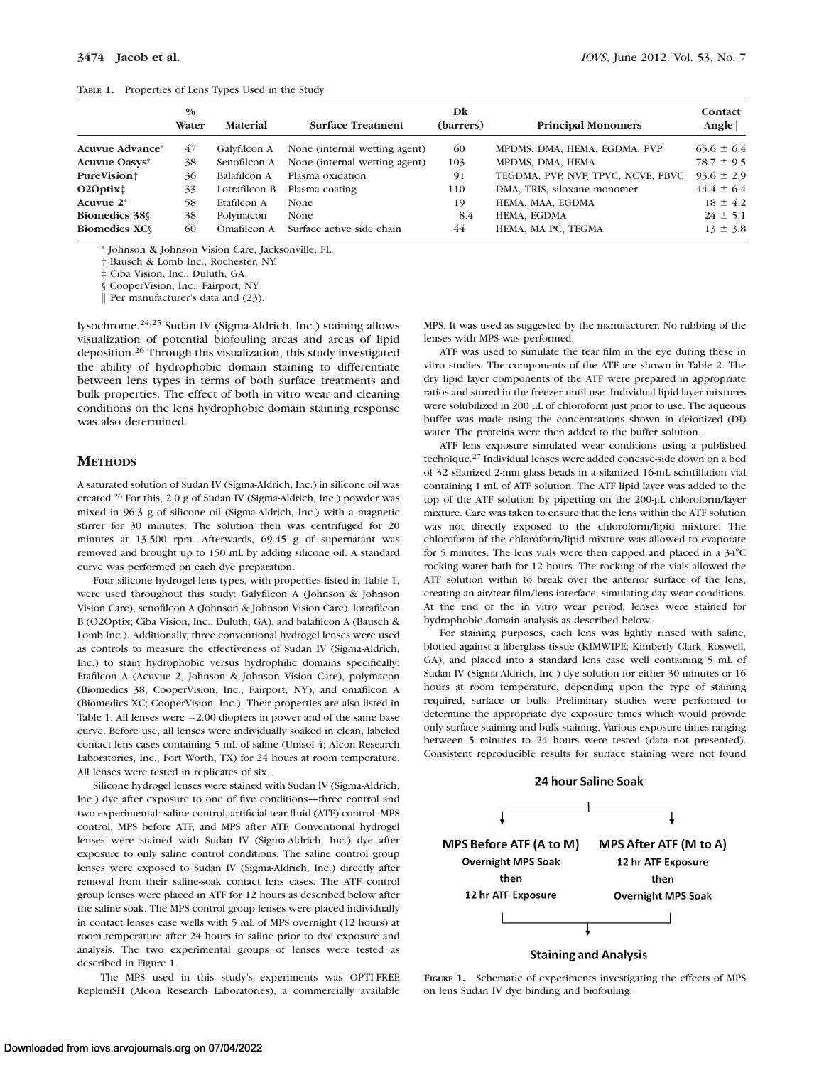**TABLE 1.** Properties of Lens Types Used in the Study

| | % Water | Material | Surface Treatment | Dk (barrers) | Principal Monomers | Contact Angle‖ |
|---|---|---|---|---|---|---|
| **Acuvue Advance*** | 47 | Galyfilcon A | None (internal wetting agent) | 60 | MPDMS, DMA, HEMA, EGDMA, PVP | 65.6 ± 6.4 |
| **Acuvue Oasys*** | 38 | Senofilcon A | None (internal wetting agent) | 103 | MPDMS, DMA, HEMA | 78.7 ± 9.5 |
| **PureVision†** | 36 | Balafilcon A | Plasma oxidation | 91 | TEGDMA, PVP, NVP, TPVC, NCVE, PBVC | 93.6 ± 2.9 |
| **O2Optix‡** | 33 | Lotrafilcon B | Plasma coating | 110 | DMA, TRIS, siloxane monomer | 44.4 ± 6.4 |
| **Acuvue 2*** | 58 | Etafilcon A | None | 19 | HEMA, MAA, EGDMA | 18 ± 4.2 |
| **Biomedics 38§** | 38 | Polymacon | None | 8.4 | HEMA, EGDMA | 24 ± 5.1 |
| **Biomedics XC§** | 60 | Omafilcon A | Surface active side chain | 44 | HEMA, MA PC, TEGMA | 13 ± 3.8 |

\* Johnson & Johnson Vision Care, Jacksonville, FL.

† Bausch & Lomb Inc., Rochester, NY.

‡ Ciba Vision, Inc., Duluth, GA.

§ CooperVision, Inc., Fairport, NY.

‖ Per manufacturer's data and (23).

lysochrome.[24,25] Sudan IV (Sigma-Aldrich, Inc.) staining allows visualization of potential biofouling areas and areas of lipid deposition.[26] Through this visualization, this study investigated the ability of hydrophobic domain staining to differentiate between lens types in terms of both surface treatments and bulk properties. The effect of both in vitro wear and cleaning conditions on the lens hydrophobic domain staining response was also determined.

## METHODS

A saturated solution of Sudan IV (Sigma-Aldrich, Inc.) in silicone oil was created.[26] For this, 2.0 g of Sudan IV (Sigma-Aldrich, Inc.) powder was mixed in 96.3 g of silicone oil (Sigma-Aldrich, Inc.) with a magnetic stirrer for 30 minutes. The solution then was centrifuged for 20 minutes at 13,500 rpm. Afterwards, 69.45 g of supernatant was removed and brought up to 150 mL by adding silicone oil. A standard curve was performed on each dye preparation.

Four silicone hydrogel lens types, with properties listed in Table 1, were used throughout this study: Galyfilcon A (Johnson & Johnson Vision Care), senofilcon A (Johnson & Johnson Vision Care), lotrafilcon B (O2Optix; Ciba Vision, Inc., Duluth, GA), and balafilcon A (Bausch & Lomb Inc.). Additionally, three conventional hydrogel lenses were used as controls to measure the effectiveness of Sudan IV (Sigma-Aldrich, Inc.) to stain hydrophobic versus hydrophilic domains specifically: Etafilcon A (Acuvue 2, Johnson & Johnson Vision Care), polymacon (Biomedics 38; CooperVision, Inc., Fairport, NY), and omafilcon A (Biomedics XC; CooperVision, Inc.). Their properties are also listed in Table 1. All lenses were −2.00 diopters in power and of the same base curve. Before use, all lenses were individually soaked in clean, labeled contact lens cases containing 5 mL of saline (Unisol 4; Alcon Research Laboratories, Inc., Fort Worth, TX) for 24 hours at room temperature. All lenses were tested in replicates of six.

Silicone hydrogel lenses were stained with Sudan IV (Sigma-Aldrich, Inc.) dye after exposure to one of five conditions—three control and two experimental: saline control, artificial tear fluid (ATF) control, MPS control, MPS before ATF, and MPS after ATF. Conventional hydrogel lenses were stained with Sudan IV (Sigma-Aldrich, Inc.) dye after exposure to only saline control conditions. The saline control group lenses were exposed to Sudan IV (Sigma-Aldrich, Inc.) directly after removal from their saline-soak contact lens cases. The ATF control group lenses were placed in ATF for 12 hours as described below after the saline soak. The MPS control group lenses were placed individually in contact lenses case wells with 5 mL of MPS overnight (12 hours) at room temperature after 24 hours in saline prior to dye exposure and analysis. The two experimental groups of lenses were tested as described in Figure 1.

The MPS used in this study's experiments was OPTI-FREE RepleniSH (Alcon Research Laboratories), a commercially available MPS. It was used as suggested by the manufacturer. No rubbing of the lenses with MPS was performed.

ATF was used to simulate the tear film in the eye during these in vitro studies. The components of the ATF are shown in Table 2. The dry lipid layer components of the ATF were prepared in appropriate ratios and stored in the freezer until use. Individual lipid layer mixtures were solubilized in 200 μL of chloroform just prior to use. The aqueous buffer was made using the concentrations shown in deionized (DI) water. The proteins were then added to the buffer solution.

ATF lens exposure simulated wear conditions using a published technique.[27] Individual lenses were added concave-side down on a bed of 32 silanized 2-mm glass beads in a silanized 16-mL scintillation vial containing 1 mL of ATF solution. The ATF lipid layer was added to the top of the ATF solution by pipetting on the 200-μL chloroform/layer mixture. Care was taken to ensure that the lens within the ATF solution was not directly exposed to the chloroform/lipid mixture. The chloroform of the chloroform/lipid mixture was allowed to evaporate for 5 minutes. The lens vials were then capped and placed in a 34°C rocking water bath for 12 hours. The rocking of the vials allowed the ATF solution within to break over the anterior surface of the lens, creating an air/tear film/lens interface, simulating day wear conditions. At the end of the in vitro wear period, lenses were stained for hydrophobic domain analysis as described below.

For staining purposes, each lens was lightly rinsed with saline, blotted against a fiberglass tissue (KIMWIPE; Kimberly Clark, Roswell, GA), and placed into a standard lens case well containing 5 mL of Sudan IV (Sigma-Aldrich, Inc.) dye solution for either 30 minutes or 16 hours at room temperature, depending upon the type of staining required, surface or bulk. Preliminary studies were performed to determine the appropriate dye exposure times which would provide only surface staining and bulk staining. Various exposure times ranging between 5 minutes to 24 hours were tested (data not presented). Consistent reproducible results for surface staining were not found

24 hour Saline Soak

MPS Before ATF (A to M): Overnight MPS Soak then 12 hr ATF Exposure

MPS After ATF (M to A): 12 hr ATF Exposure then Overnight MPS Soak

Staining and Analysis

**FIGURE 1.** Schematic of experiments investigating the effects of MPS on lens Sudan IV dye binding and biofouling.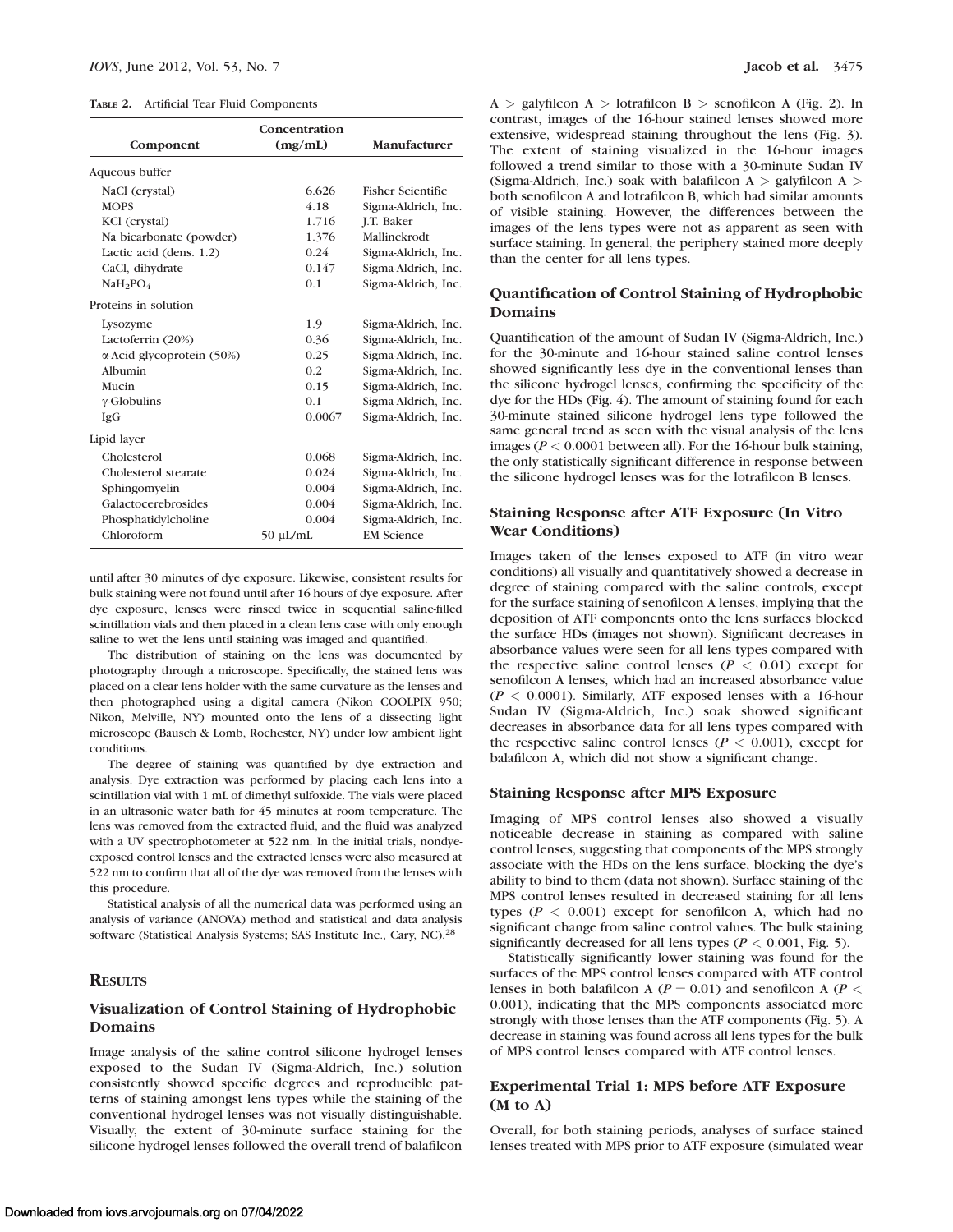**Table 2.** Artificial Tear Fluid Components

| Component | Concentration (mg/mL) | Manufacturer |
|---|---|---|
| Aqueous buffer | | |
| NaCl (crystal) | 6.626 | Fisher Scientific |
| MOPS | 4.18 | Sigma-Aldrich, Inc. |
| KCl (crystal) | 1.716 | J.T. Baker |
| Na bicarbonate (powder) | 1.376 | Mallinckrodt |
| Lactic acid (dens. 1.2) | 0.24 | Sigma-Aldrich, Inc. |
| CaCl, dihydrate | 0.147 | Sigma-Aldrich, Inc. |
| $NaH_2PO_4$ | 0.1 | Sigma-Aldrich, Inc. |
| Proteins in solution | | |
| Lysozyme | 1.9 | Sigma-Aldrich, Inc. |
| Lactoferrin (20%) | 0.36 | Sigma-Aldrich, Inc. |
| α-Acid glycoprotein (50%) | 0.25 | Sigma-Aldrich, Inc. |
| Albumin | 0.2 | Sigma-Aldrich, Inc. |
| Mucin | 0.15 | Sigma-Aldrich, Inc. |
| γ-Globulins | 0.1 | Sigma-Aldrich, Inc. |
| IgG | 0.0067 | Sigma-Aldrich, Inc. |
| Lipid layer | | |
| Cholesterol | 0.068 | Sigma-Aldrich, Inc. |
| Cholesterol stearate | 0.024 | Sigma-Aldrich, Inc. |
| Sphingomyelin | 0.004 | Sigma-Aldrich, Inc. |
| Galactocerebrosides | 0.004 | Sigma-Aldrich, Inc. |
| Phosphatidylcholine | 0.004 | Sigma-Aldrich, Inc. |
| Chloroform | 50 μL/mL | EM Science |

until after 30 minutes of dye exposure. Likewise, consistent results for bulk staining were not found until after 16 hours of dye exposure. After dye exposure, lenses were rinsed twice in sequential saline-filled scintillation vials and then placed in a clean lens case with only enough saline to wet the lens until staining was imaged and quantified.

The distribution of staining on the lens was documented by photography through a microscope. Specifically, the stained lens was placed on a clear lens holder with the same curvature as the lenses and then photographed using a digital camera (Nikon COOLPIX 950; Nikon, Melville, NY) mounted onto the lens of a dissecting light microscope (Bausch & Lomb, Rochester, NY) under low ambient light conditions.

The degree of staining was quantified by dye extraction and analysis. Dye extraction was performed by placing each lens into a scintillation vial with 1 mL of dimethyl sulfoxide. The vials were placed in an ultrasonic water bath for 45 minutes at room temperature. The lens was removed from the extracted fluid, and the fluid was analyzed with a UV spectrophotometer at 522 nm. In the initial trials, nondye-exposed control lenses and the extracted lenses were also measured at 522 nm to confirm that all of the dye was removed from the lenses with this procedure.

Statistical analysis of all the numerical data was performed using an analysis of variance (ANOVA) method and statistical and data analysis software (Statistical Analysis Systems; SAS Institute Inc., Cary, NC).[28]

## Results

### Visualization of Control Staining of Hydrophobic Domains

Image analysis of the saline control silicone hydrogel lenses exposed to the Sudan IV (Sigma-Aldrich, Inc.) solution consistently showed specific degrees and reproducible patterns of staining amongst lens types while the staining of the conventional hydrogel lenses was not visually distinguishable. Visually, the extent of 30-minute surface staining for the silicone hydrogel lenses followed the overall trend of balafilcon A > galyfilcon A > lotrafilcon B > senofilcon A (Fig. 2). In contrast, images of the 16-hour stained lenses showed more extensive, widespread staining throughout the lens (Fig. 3). The extent of staining visualized in the 16-hour images followed a trend similar to those with a 30-minute Sudan IV (Sigma-Aldrich, Inc.) soak with balafilcon A > galyfilcon A > both senofilcon A and lotrafilcon B, which had similar amounts of visible staining. However, the differences between the images of the lens types were not as apparent as seen with surface staining. In general, the periphery stained more deeply than the center for all lens types.

### Quantification of Control Staining of Hydrophobic Domains

Quantification of the amount of Sudan IV (Sigma-Aldrich, Inc.) for the 30-minute and 16-hour stained saline control lenses showed significantly less dye in the conventional lenses than the silicone hydrogel lenses, confirming the specificity of the dye for the HDs (Fig. 4). The amount of staining found for each 30-minute stained silicone hydrogel lens type followed the same general trend as seen with the visual analysis of the lens images ($P < 0.0001$ between all). For the 16-hour bulk staining, the only statistically significant difference in response between the silicone hydrogel lenses was for the lotrafilcon B lenses.

### Staining Response after ATF Exposure (In Vitro Wear Conditions)

Images taken of the lenses exposed to ATF (in vitro wear conditions) all visually and quantitatively showed a decrease in degree of staining compared with the saline controls, except for the surface staining of senofilcon A lenses, implying that the deposition of ATF components onto the lens surfaces blocked the surface HDs (images not shown). Significant decreases in absorbance values were seen for all lens types compared with the respective saline control lenses ($P < 0.01$) except for senofilcon A lenses, which had an increased absorbance value ($P < 0.0001$). Similarly, ATF exposed lenses with a 16-hour Sudan IV (Sigma-Aldrich, Inc.) soak showed significant decreases in absorbance data for all lens types compared with the respective saline control lenses ($P < 0.001$), except for balafilcon A, which did not show a significant change.

### Staining Response after MPS Exposure

Imaging of MPS control lenses also showed a visually noticeable decrease in staining as compared with saline control lenses, suggesting that components of the MPS strongly associate with the HDs on the lens surface, blocking the dye's ability to bind to them (data not shown). Surface staining of the MPS control lenses resulted in decreased staining for all lens types ($P < 0.001$) except for senofilcon A, which had no significant change from saline control values. The bulk staining significantly decreased for all lens types ($P < 0.001$, Fig. 5).

Statistically significantly lower staining was found for the surfaces of the MPS control lenses compared with ATF control lenses in both balafilcon A ($P = 0.01$) and senofilcon A ($P < 0.001$), indicating that the MPS components associated more strongly with those lenses than the ATF components (Fig. 5). A decrease in staining was found across all lens types for the bulk of MPS control lenses compared with ATF control lenses.

### Experimental Trial 1: MPS before ATF Exposure (M to A)

Overall, for both staining periods, analyses of surface stained lenses treated with MPS prior to ATF exposure (simulated wear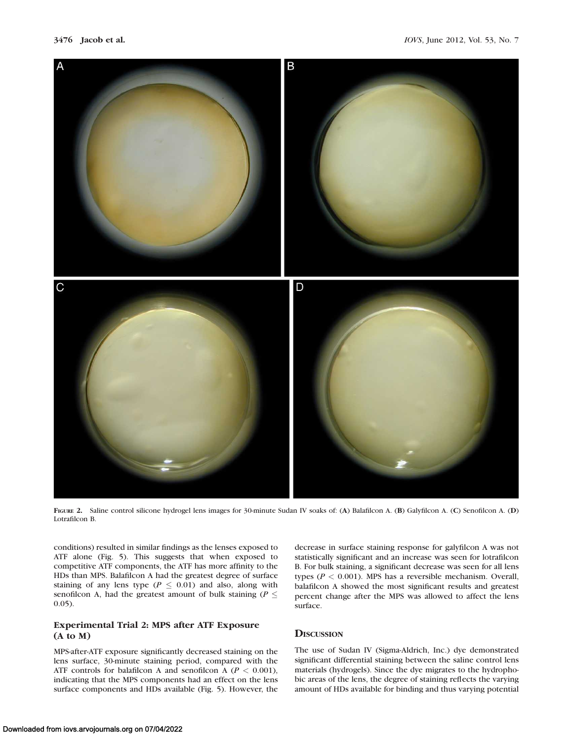**FIGURE 2.** Saline control silicone hydrogel lens images for 30-minute Sudan IV soaks of: (**A**) Balafilcon A. (**B**) Galyfilcon A. (**C**) Senofilcon A. (**D**) Lotrafilcon B.

conditions) resulted in similar findings as the lenses exposed to ATF alone (Fig. 5). This suggests that when exposed to competitive ATF components, the ATF has more affinity to the HDs than MPS. Balafilcon A had the greatest degree of surface staining of any lens type ($P \leq 0.01$) and also, along with senofilcon A, had the greatest amount of bulk staining ($P \leq 0.05$).

### Experimental Trial 2: MPS after ATF Exposure (A to M)

MPS-after-ATF exposure significantly decreased staining on the lens surface, 30-minute staining period, compared with the ATF controls for balafilcon A and senofilcon A ($P < 0.001$), indicating that the MPS components had an effect on the lens surface components and HDs available (Fig. 5). However, the decrease in surface staining response for galyfilcon A was not statistically significant and an increase was seen for lotrafilcon B. For bulk staining, a significant decrease was seen for all lens types ($P < 0.001$). MPS has a reversible mechanism. Overall, balafilcon A showed the most significant results and greatest percent change after the MPS was allowed to affect the lens surface.

## Discussion

The use of Sudan IV (Sigma-Aldrich, Inc.) dye demonstrated significant differential staining between the saline control lens materials (hydrogels). Since the dye migrates to the hydrophobic areas of the lens, the degree of staining reflects the varying amount of HDs available for binding and thus varying potential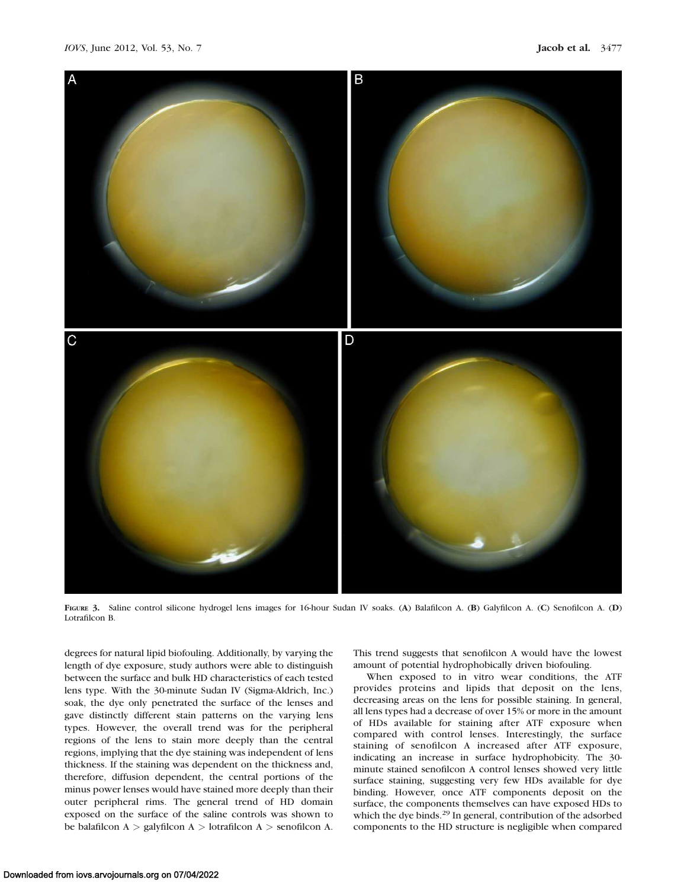FIGURE 3. Saline control silicone hydrogel lens images for 16-hour Sudan IV soaks. (A) Balafilcon A. (B) Galyfilcon A. (C) Senofilcon A. (D) Lotrafilcon B.

degrees for natural lipid biofouling. Additionally, by varying the length of dye exposure, study authors were able to distinguish between the surface and bulk HD characteristics of each tested lens type. With the 30-minute Sudan IV (Sigma-Aldrich, Inc.) soak, the dye only penetrated the surface of the lenses and gave distinctly different stain patterns on the varying lens types. However, the overall trend was for the peripheral regions of the lens to stain more deeply than the central regions, implying that the dye staining was independent of lens thickness. If the staining was dependent on the thickness and, therefore, diffusion dependent, the central portions of the minus power lenses would have stained more deeply than their outer peripheral rims. The general trend of HD domain exposed on the surface of the saline controls was shown to be balafilcon A > galyfilcon A > lotrafilcon A > senofilcon A. This trend suggests that senofilcon A would have the lowest amount of potential hydrophobically driven biofouling.

When exposed to in vitro wear conditions, the ATF provides proteins and lipids that deposit on the lens, decreasing areas on the lens for possible staining. In general, all lens types had a decrease of over 15% or more in the amount of HDs available for staining after ATF exposure when compared with control lenses. Interestingly, the surface staining of senofilcon A increased after ATF exposure, indicating an increase in surface hydrophobicity. The 30-minute stained senofilcon A control lenses showed very little surface staining, suggesting very few HDs available for dye binding. However, once ATF components deposit on the surface, the components themselves can have exposed HDs to which the dye binds.[29] In general, contribution of the adsorbed components to the HD structure is negligible when compared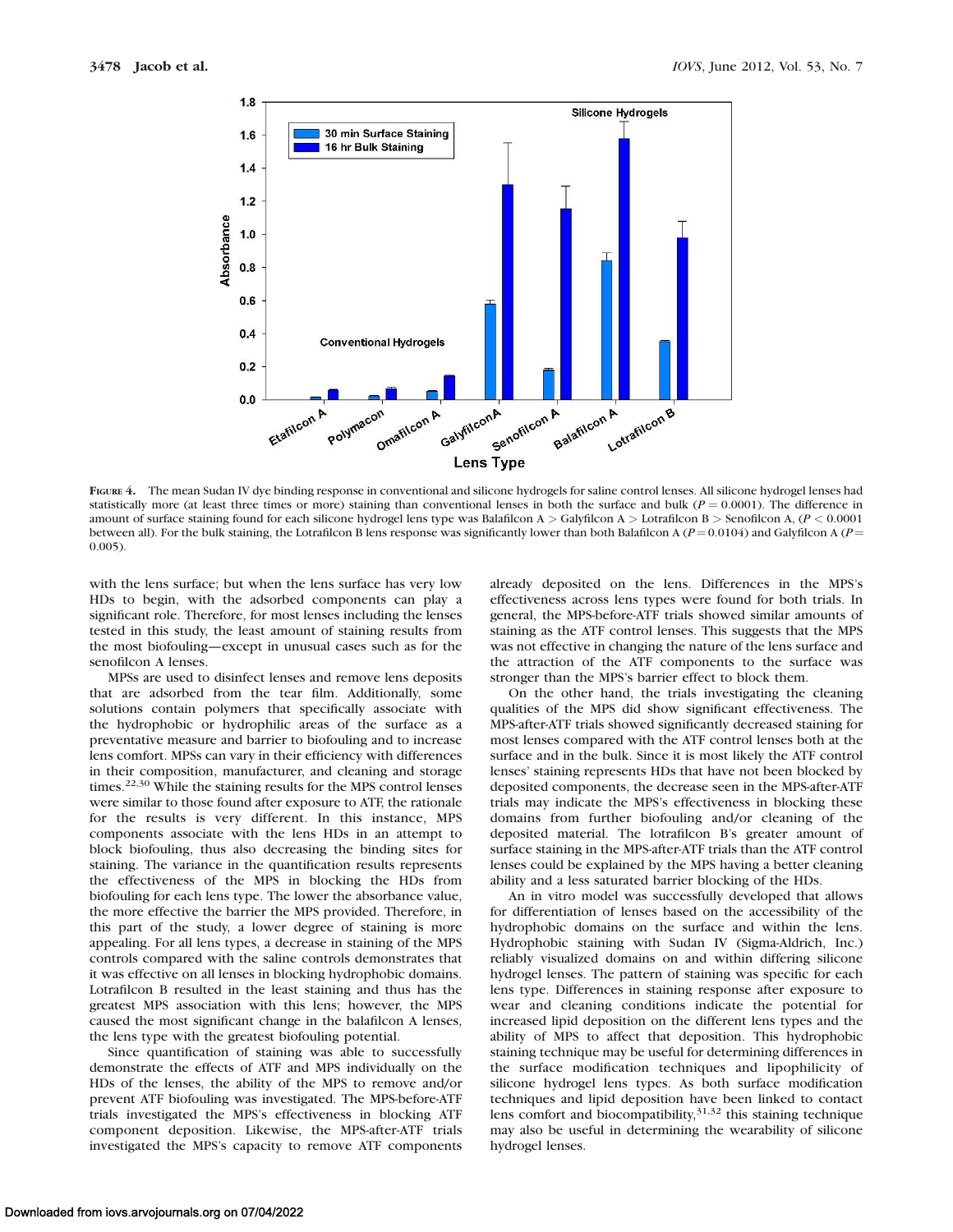1.8
1.6
1.4
1.2
1.0
0.8
0.6
0.4
0.2
0.0

Absorbance

30 min Surface Staining
16 hr Bulk Staining

Silicone Hydrogels

Conventional Hydrogels

Etafilcon A
Polymacon
Omafilcon A
GalyfilconA
Senofilcon A
Balafilcon A
Lotrafilcon B

Lens Type

**Figure 4.** The mean Sudan IV dye binding response in conventional and silicone hydrogels for saline control lenses. All silicone hydrogel lenses had statistically more (at least three times or more) staining than conventional lenses in both the surface and bulk ($P = 0.0001$). The difference in amount of surface staining found for each silicone hydrogel lens type was Balafilcon A > Galyfilcon A > Lotrafilcon B > Senofilcon A, ($P < 0.0001$ between all). For the bulk staining, the Lotrafilcon B lens response was significantly lower than both Balafilcon A ($P = 0.0104$) and Galyfilcon A ($P = 0.005$).

with the lens surface; but when the lens surface has very low HDs to begin, with the adsorbed components can play a significant role. Therefore, for most lenses including the lenses tested in this study, the least amount of staining results from the most biofouling—except in unusual cases such as for the senofilcon A lenses.

MPSs are used to disinfect lenses and remove lens deposits that are adsorbed from the tear film. Additionally, some solutions contain polymers that specifically associate with the hydrophobic or hydrophilic areas of the surface as a preventative measure and barrier to biofouling and to increase lens comfort. MPSs can vary in their efficiency with differences in their composition, manufacturer, and cleaning and storage times.[22,30] While the staining results for the MPS control lenses were similar to those found after exposure to ATF, the rationale for the results is very different. In this instance, MPS components associate with the lens HDs in an attempt to block biofouling, thus also decreasing the binding sites for staining. The variance in the quantification results represents the effectiveness of the MPS in blocking the HDs from biofouling for each lens type. The lower the absorbance value, the more effective the barrier the MPS provided. Therefore, in this part of the study, a lower degree of staining is more appealing. For all lens types, a decrease in staining of the MPS controls compared with the saline controls demonstrates that it was effective on all lenses in blocking hydrophobic domains. Lotrafilcon B resulted in the least staining and thus has the greatest MPS association with this lens; however, the MPS caused the most significant change in the balafilcon A lenses, the lens type with the greatest biofouling potential.

Since quantification of staining was able to successfully demonstrate the effects of ATF and MPS individually on the HDs of the lenses, the ability of the MPS to remove and/or prevent ATF biofouling was investigated. The MPS-before-ATF trials investigated the MPS's effectiveness in blocking ATF component deposition. Likewise, the MPS-after-ATF trials investigated the MPS's capacity to remove ATF components already deposited on the lens. Differences in the MPS's effectiveness across lens types were found for both trials. In general, the MPS-before-ATF trials showed similar amounts of staining as the ATF control lenses. This suggests that the MPS was not effective in changing the nature of the lens surface and the attraction of the ATF components to the surface was stronger than the MPS's barrier effect to block them.

On the other hand, the trials investigating the cleaning qualities of the MPS did show significant effectiveness. The MPS-after-ATF trials showed significantly decreased staining for most lenses compared with the ATF control lenses both at the surface and in the bulk. Since it is most likely the ATF control lenses' staining represents HDs that have not been blocked by deposited components, the decrease seen in the MPS-after-ATF trials may indicate the MPS's effectiveness in blocking these domains from further biofouling and/or cleaning of the deposited material. The lotrafilcon B's greater amount of surface staining in the MPS-after-ATF trials than the ATF control lenses could be explained by the MPS having a better cleaning ability and a less saturated barrier blocking of the HDs.

An in vitro model was successfully developed that allows for differentiation of lenses based on the accessibility of the hydrophobic domains on the surface and within the lens. Hydrophobic staining with Sudan IV (Sigma-Aldrich, Inc.) reliably visualized domains on and within differing silicone hydrogel lenses. The pattern of staining was specific for each lens type. Differences in staining response after exposure to wear and cleaning conditions indicate the potential for increased lipid deposition on the different lens types and the ability of MPS to affect that deposition. This hydrophobic staining technique may be useful for determining differences in the surface modification techniques and lipophilicity of silicone hydrogel lens types. As both surface modification techniques and lipid deposition have been linked to contact lens comfort and biocompatibility,[31,32] this staining technique may also be useful in determining the wearability of silicone hydrogel lenses.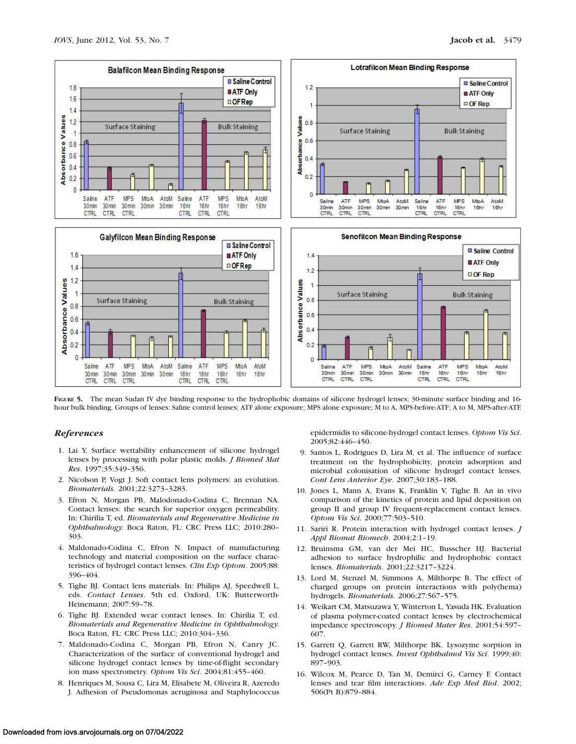**Figure 5.** The mean Sudan IV dye binding response to the hydrophobic domains of silicone hydrogel lenses; 30-minute surface binding and 16-hour bulk binding. Groups of lenses: Saline control lenses; ATF alone exposure; MPS alone exposure; M to A, MPS-before-ATF; A to M, MPS-after-ATF.

## References

1. Lai Y. Surface wettability enhancement of silicone hydrogel lenses by processing with polar plastic molds. *J Biomed Mat Res*. 1997;35:349–356.
2. Nicolson P, Vogt J. Soft contact lens polymers: an evolution. *Biomaterials*. 2001;22:3273–3283.
3. Efron N, Morgan PB, Malodonado-Codina C, Brennan NA. Contact lenses: the search for superior oxygen permeability. In: Chirilia T, ed. *Biomaterials and Regenerative Medicine in Ophthalmology*. Boca Raton, FL: CRC Press LLC; 2010:280–303.
4. Maldonado-Codina C, Efron N. Impact of manufacturing technology and material composition on the surface characteristics of hydrogel contact lenses. *Clin Exp Optom*. 2005;88:396–404.
5. Tighe BJ. Contact lens materials. In: Philips AJ, Speedwell L, eds. *Contact Lenses*. 5th ed. Oxford, UK: Butterworth-Heinemann; 2007:59–78.
6. Tighe BJ. Extended wear contact lenses. In: Chirilia T, ed. *Biomaterials and Regenerative Medicine in Ophthalmology*. Boca Raton, FL: CRC Press LLC; 2010:304–336.
7. Maldonado-Codina C, Morgan PB, Efron N, Canry JC. Characterization of the surface of conventional hydrogel and silicone hydrogel contact lenses by time-of-flight secondary ion mass spectrometry. *Optom Vis Sci*. 2004;81:455–460.
8. Henriques M, Sousa C, Lira M, Elisabete M, Oliveira R, Azeredo J. Adhesion of Pseudomonas aeruginosa and Staphylococcus epidermidis to silicone-hydrogel contact lenses. *Optom Vis Sci*. 2005;82:446–450.
9. Santos L, Rodrigues D, Lira M, et al. The influence of surface treatment on the hydrophobicity, protein adsorption and microbial colonisation of silicone hydrogel contact lenses. *Cont Lens Anterior Eye*. 2007;30:183–188.
10. Jones L, Mann A, Evans K, Franklin V, Tighe B. An in vivo comparison of the kinetics of protein and lipid deposition on group II and group IV frequent-replacement contact lenses. *Optom Vis Sci*. 2000;77:503–510.
11. Sariri R. Protein interaction with hydrogel contact lenses. *J Appl Biomat Biomech*. 2004;2:1–19.
12. Bruinsma GM, van der Mei HC, Busscher HJ. Bacterial adhesion to surface hydrophilic and hydrophobic contact lenses. *Biomaterials*. 2001;22:3217–3224.
13. Lord M, Stenzel M, Simmons A, Milthorpe B. The effect of charged groups on protein interactions with poly(hema) hydrogels. *Biomaterials*. 2006;27:567–575.
14. Weikart CM, Matsuzawa Y, Winterton L, Yasuda HK. Evaluation of plasma polymer-coated contact lenses by electrochemical impedance spectroscopy. *J Biomed Mater Res*. 2001;54:597–607.
15. Garrett Q, Garrett RW, Milthorpe BK. Lysozyme sorption in hydrogel contact lenses. *Invest Ophthalmol Vis Sci*. 1999;40:897–903.
16. Wilcox M, Pearce D, Tan M, Demirci G, Carney F. Contact lenses and tear film interactions. *Adv Exp Med Biol*. 2002;506(Pt B):879–884.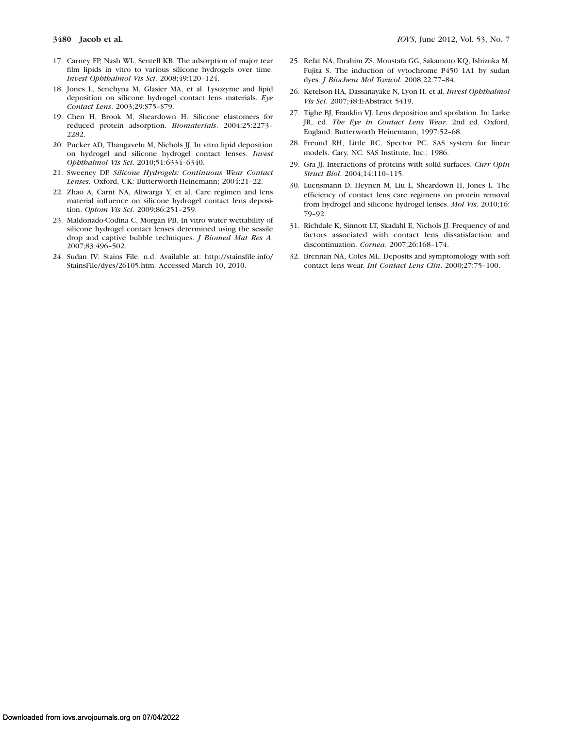17. Carney FP, Nash WL, Sentell KB. The adsorption of major tear film lipids in vitro to various silicone hydrogels over time. *Invest Ophthalmol Vis Sci*. 2008;49:120–124.
18. Jones L, Senchyna M, Glasier MA, et al. Lysozyme and lipid deposition on silicone hydrogel contact lens materials. *Eye Contact Lens*. 2003;29:S75–S79.
19. Chen H, Brook M, Sheardown H. Silicone elastomers for reduced protein adsorption. *Biomaterials*. 2004;25:2273–2282.
20. Pucker AD, Thangavelu M, Nichols JJ. In vitro lipid deposition on hydrogel and silicone hydrogel contact lenses. *Invest Ophthalmol Vis Sci*. 2010;51:6334–6340.
21. Sweeney DF. *Silicone Hydrogels: Continuous Wear Contact Lenses*. Oxford, UK: Butterworth-Heinemann; 2004:21–22.
22. Zhao A, Carnt NA, Aliwarga Y, et al. Care regimen and lens material influence on silicone hydrogel contact lens deposition. *Optom Vis Sci*. 2009;86:251–259.
23. Maldonado-Codina C, Morgan PB. In vitro water wettability of silicone hydrogel contact lenses determined using the sessile drop and captive bubble techniques. *J Biomed Mat Res A*. 2007;83:496–502.
24. Sudan IV: Stains File. n.d. Available at: http://stainsfile.info/StainsFile/dyes/26105.htm. Accessed March 10, 2010.
25. Refat NA, Ibrahim ZS, Moustafa GG, Sakamoto KQ, Ishizuka M, Fujita S. The induction of vytochrome P450 1A1 by sudan dyes. *J Biochem Mol Toxicol*. 2008;22:77–84.
26. Ketelson HA, Dassanayake N, Lyon H, et al. *Invest Ophthalmol Vis Sci*. 2007;48:E-Abstract 5419.
27. Tighe BJ, Franklin VJ. Lens deposition and spoilation. In: Larke JR, ed. *The Eye in Contact Lens Wear*. 2nd ed. Oxford, England: Butterworth Heinemann; 1997:52–68.
28. Freund RH, Little RC, Spector PC. SAS system for linear models. Cary, NC: SAS Institute, Inc.; 1986.
29. Gra JJ. Interactions of proteins with solid surfaces. *Curr Opin Struct Biol*. 2004;14:110–115.
30. Luensmann D, Heynen M, Liu L, Sheardown H, Jones L. The efficiency of contact lens care regimens on protein removal from hydrogel and silicone hydrogel lenses. *Mol Vis*. 2010;16:79–92.
31. Richdale K, Sinnott LT, Skadahl E, Nichols JJ. Frequency of and factors associated with contact lens dissatisfaction and discontinuation. *Cornea*. 2007;26:168–174.
32. Brennan NA, Coles ML. Deposits and symptomology with soft contact lens wear. *Int Contact Lens Clin*. 2000;27:75–100.